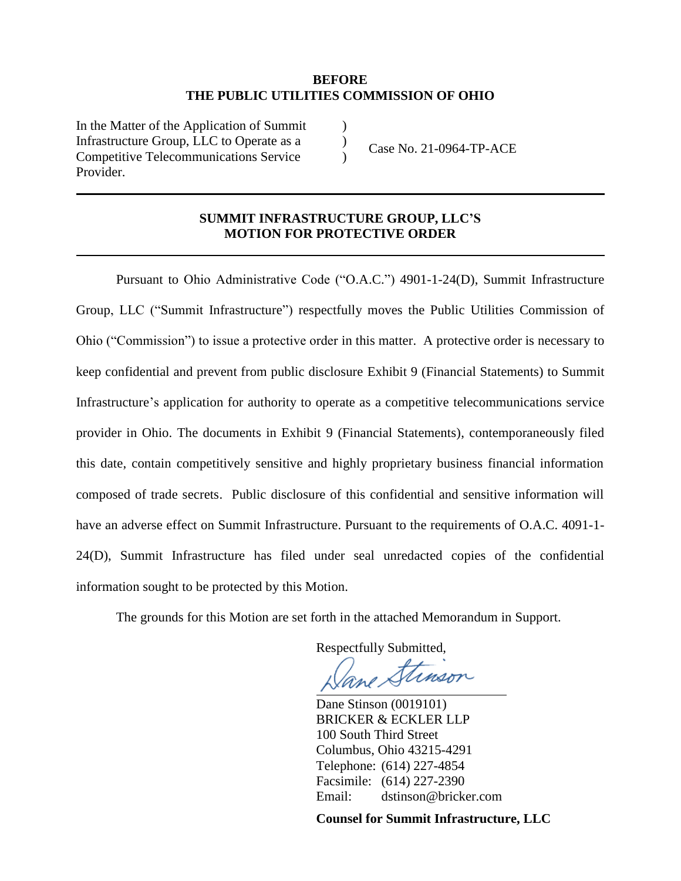**BEFORE**
**THE PUBLIC UTILITIES COMMISSION OF OHIO**

| | | |
|---|---|---|
| In the Matter of the Application of Summit Infrastructure Group, LLC to Operate as a Competitive Telecommunications Service Provider. | ) ) ) | Case No. 21-0964-TP-ACE |

---

**SUMMIT INFRASTRUCTURE GROUP, LLC'S**
**MOTION FOR PROTECTIVE ORDER**

---

Pursuant to Ohio Administrative Code ("O.A.C.") 4901-1-24(D), Summit Infrastructure Group, LLC ("Summit Infrastructure") respectfully moves the Public Utilities Commission of Ohio ("Commission") to issue a protective order in this matter. A protective order is necessary to keep confidential and prevent from public disclosure Exhibit 9 (Financial Statements) to Summit Infrastructure's application for authority to operate as a competitive telecommunications service provider in Ohio. The documents in Exhibit 9 (Financial Statements), contemporaneously filed this date, contain competitively sensitive and highly proprietary business financial information composed of trade secrets. Public disclosure of this confidential and sensitive information will have an adverse effect on Summit Infrastructure. Pursuant to the requirements of O.A.C. 4091-1-24(D), Summit Infrastructure has filed under seal unredacted copies of the confidential information sought to be protected by this Motion.

The grounds for this Motion are set forth in the attached Memorandum in Support.

Respectfully Submitted,

Dane Stinson (0019101)
BRICKER & ECKLER LLP
100 South Third Street
Columbus, Ohio 43215-4291
Telephone: (614) 227-4854
Facsimile: (614) 227-2390
Email: dstinson@bricker.com

**Counsel for Summit Infrastructure, LLC**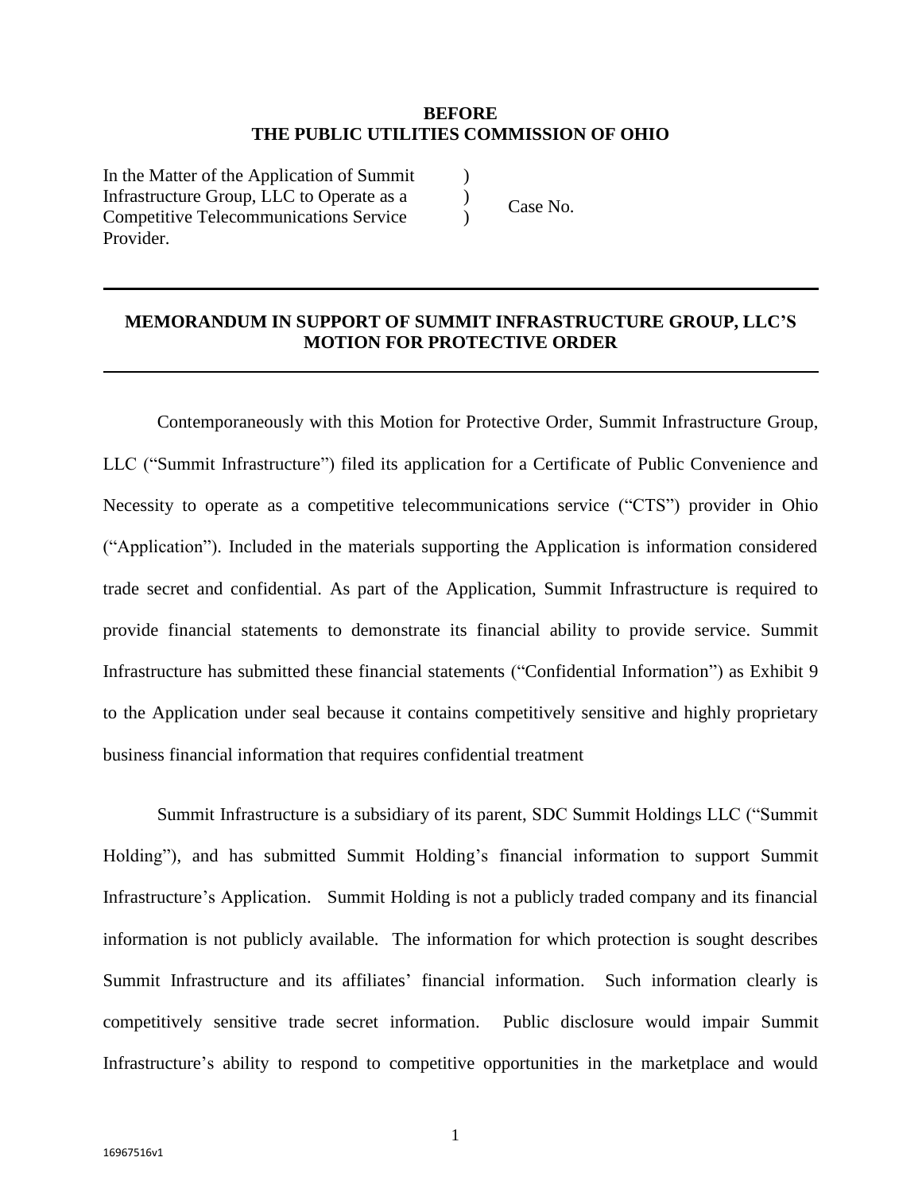**BEFORE**
**THE PUBLIC UTILITIES COMMISSION OF OHIO**

| | | |
|---|---|---|
| In the Matter of the Application of Summit Infrastructure Group, LLC to Operate as a Competitive Telecommunications Service Provider. | )<br>)<br>) | Case No. |

---

## MEMORANDUM IN SUPPORT OF SUMMIT INFRASTRUCTURE GROUP, LLC'S MOTION FOR PROTECTIVE ORDER

---

Contemporaneously with this Motion for Protective Order, Summit Infrastructure Group, LLC ("Summit Infrastructure") filed its application for a Certificate of Public Convenience and Necessity to operate as a competitive telecommunications service ("CTS") provider in Ohio ("Application"). Included in the materials supporting the Application is information considered trade secret and confidential. As part of the Application, Summit Infrastructure is required to provide financial statements to demonstrate its financial ability to provide service. Summit Infrastructure has submitted these financial statements ("Confidential Information") as Exhibit 9 to the Application under seal because it contains competitively sensitive and highly proprietary business financial information that requires confidential treatment

Summit Infrastructure is a subsidiary of its parent, SDC Summit Holdings LLC ("Summit Holding"), and has submitted Summit Holding's financial information to support Summit Infrastructure's Application. Summit Holding is not a publicly traded company and its financial information is not publicly available. The information for which protection is sought describes Summit Infrastructure and its affiliates' financial information. Such information clearly is competitively sensitive trade secret information. Public disclosure would impair Summit Infrastructure's ability to respond to competitive opportunities in the marketplace and would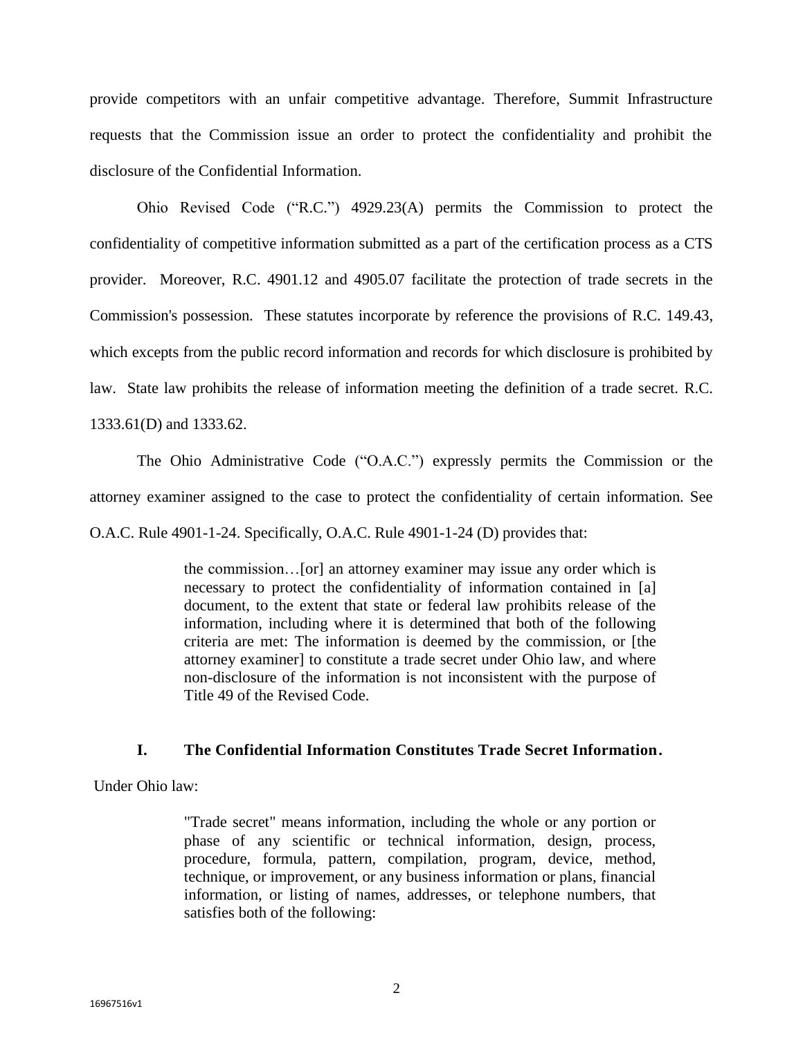provide competitors with an unfair competitive advantage. Therefore, Summit Infrastructure requests that the Commission issue an order to protect the confidentiality and prohibit the disclosure of the Confidential Information.

Ohio Revised Code ("R.C.") 4929.23(A) permits the Commission to protect the confidentiality of competitive information submitted as a part of the certification process as a CTS provider. Moreover, R.C. 4901.12 and 4905.07 facilitate the protection of trade secrets in the Commission's possession. These statutes incorporate by reference the provisions of R.C. 149.43, which excepts from the public record information and records for which disclosure is prohibited by law. State law prohibits the release of information meeting the definition of a trade secret. R.C. 1333.61(D) and 1333.62.

The Ohio Administrative Code ("O.A.C.") expressly permits the Commission or the attorney examiner assigned to the case to protect the confidentiality of certain information. See O.A.C. Rule 4901-1-24. Specifically, O.A.C. Rule 4901-1-24 (D) provides that:

> the commission…[or] an attorney examiner may issue any order which is necessary to protect the confidentiality of information contained in [a] document, to the extent that state or federal law prohibits release of the information, including where it is determined that both of the following criteria are met: The information is deemed by the commission, or [the attorney examiner] to constitute a trade secret under Ohio law, and where non-disclosure of the information is not inconsistent with the purpose of Title 49 of the Revised Code.

## I. The Confidential Information Constitutes Trade Secret Information.

Under Ohio law:

> "Trade secret" means information, including the whole or any portion or phase of any scientific or technical information, design, process, procedure, formula, pattern, compilation, program, device, method, technique, or improvement, or any business information or plans, financial information, or listing of names, addresses, or telephone numbers, that satisfies both of the following: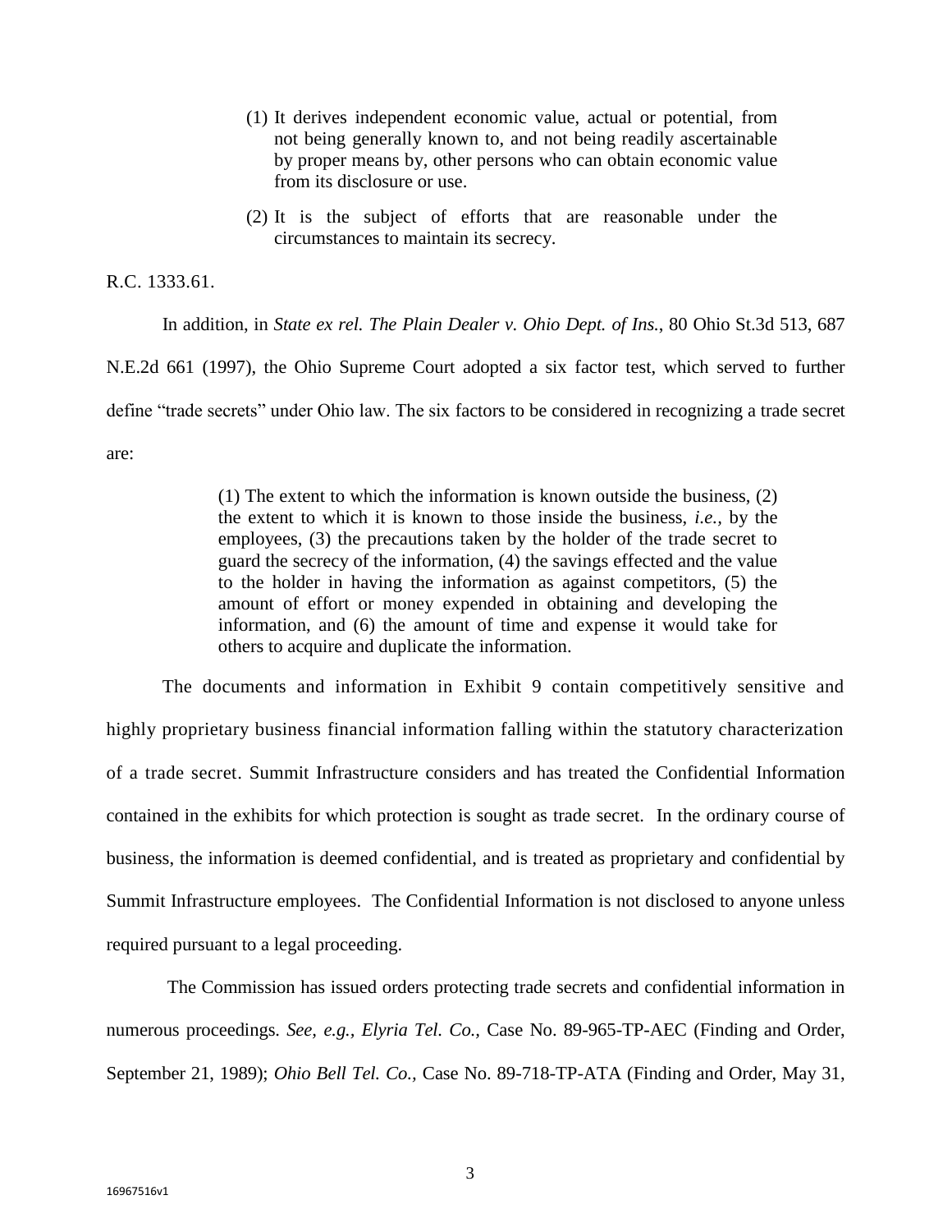> (1) It derives independent economic value, actual or potential, from not being generally known to, and not being readily ascertainable by proper means by, other persons who can obtain economic value from its disclosure or use.
>
> (2) It is the subject of efforts that are reasonable under the circumstances to maintain its secrecy.

R.C. 1333.61.

In addition, in *State ex rel. The Plain Dealer v. Ohio Dept. of Ins.*, 80 Ohio St.3d 513, 687 N.E.2d 661 (1997), the Ohio Supreme Court adopted a six factor test, which served to further define "trade secrets" under Ohio law. The six factors to be considered in recognizing a trade secret are:

> (1) The extent to which the information is known outside the business, (2) the extent to which it is known to those inside the business, *i.e.*, by the employees, (3) the precautions taken by the holder of the trade secret to guard the secrecy of the information, (4) the savings effected and the value to the holder in having the information as against competitors, (5) the amount of effort or money expended in obtaining and developing the information, and (6) the amount of time and expense it would take for others to acquire and duplicate the information.

The documents and information in Exhibit 9 contain competitively sensitive and highly proprietary business financial information falling within the statutory characterization of a trade secret. Summit Infrastructure considers and has treated the Confidential Information contained in the exhibits for which protection is sought as trade secret. In the ordinary course of business, the information is deemed confidential, and is treated as proprietary and confidential by Summit Infrastructure employees. The Confidential Information is not disclosed to anyone unless required pursuant to a legal proceeding.

The Commission has issued orders protecting trade secrets and confidential information in numerous proceedings. *See, e.g., Elyria Tel. Co.,* Case No. 89-965-TP-AEC (Finding and Order, September 21, 1989); *Ohio Bell Tel. Co.,* Case No. 89-718-TP-ATA (Finding and Order, May 31,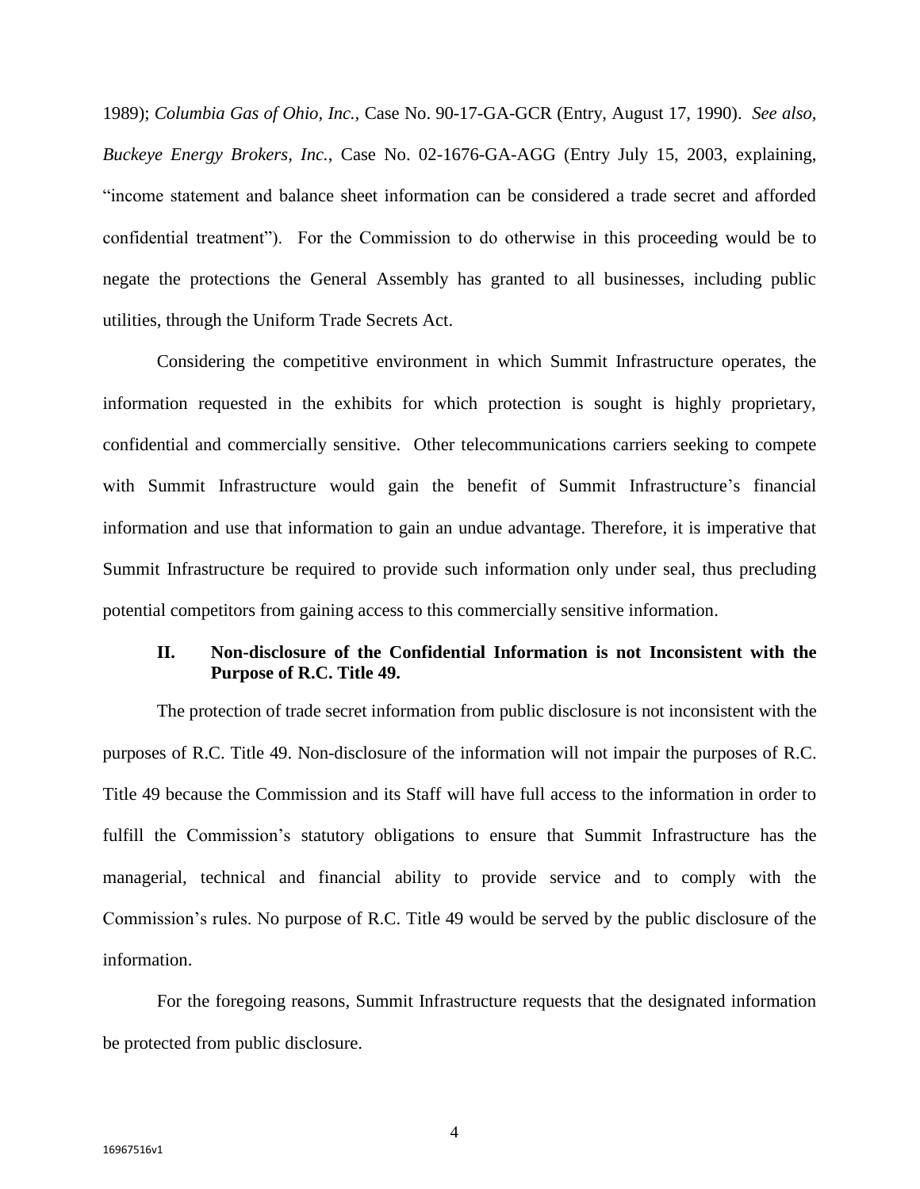1989); *Columbia Gas of Ohio, Inc.*, Case No. 90-17-GA-GCR (Entry, August 17, 1990). *See also*, *Buckeye Energy Brokers, Inc.*, Case No. 02-1676-GA-AGG (Entry July 15, 2003, explaining, "income statement and balance sheet information can be considered a trade secret and afforded confidential treatment"). For the Commission to do otherwise in this proceeding would be to negate the protections the General Assembly has granted to all businesses, including public utilities, through the Uniform Trade Secrets Act.

Considering the competitive environment in which Summit Infrastructure operates, the information requested in the exhibits for which protection is sought is highly proprietary, confidential and commercially sensitive. Other telecommunications carriers seeking to compete with Summit Infrastructure would gain the benefit of Summit Infrastructure's financial information and use that information to gain an undue advantage. Therefore, it is imperative that Summit Infrastructure be required to provide such information only under seal, thus precluding potential competitors from gaining access to this commercially sensitive information.

## II. Non-disclosure of the Confidential Information is not Inconsistent with the Purpose of R.C. Title 49.

The protection of trade secret information from public disclosure is not inconsistent with the purposes of R.C. Title 49. Non-disclosure of the information will not impair the purposes of R.C. Title 49 because the Commission and its Staff will have full access to the information in order to fulfill the Commission's statutory obligations to ensure that Summit Infrastructure has the managerial, technical and financial ability to provide service and to comply with the Commission's rules. No purpose of R.C. Title 49 would be served by the public disclosure of the information.

For the foregoing reasons, Summit Infrastructure requests that the designated information be protected from public disclosure.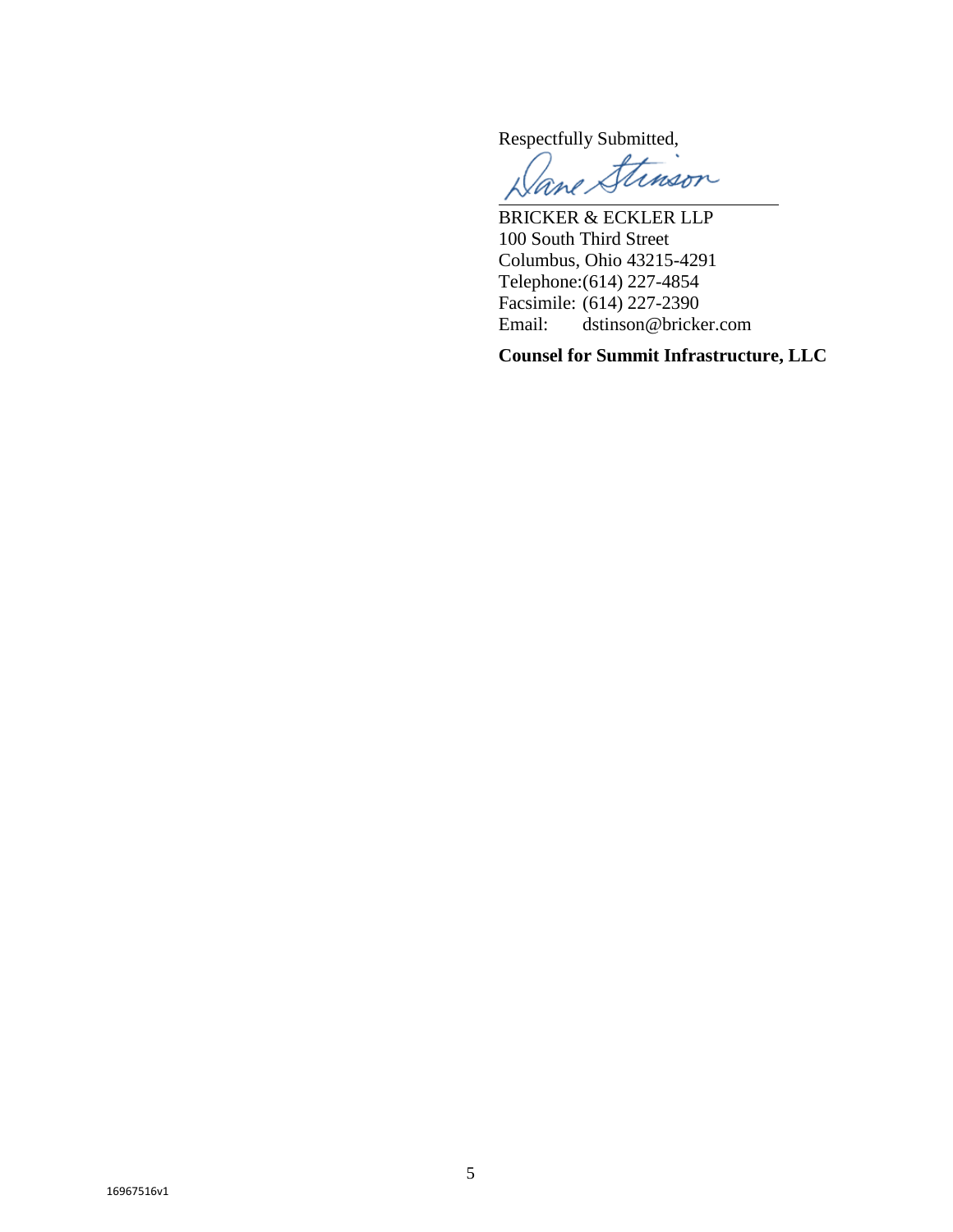Respectfully Submitted,

/s/ Dane Stinson

BRICKER & ECKLER LLP
100 South Third Street
Columbus, Ohio 43215-4291
Telephone:(614) 227-4854
Facsimile: (614) 227-2390
Email: dstinson@bricker.com

**Counsel for Summit Infrastructure, LLC**

16967516v1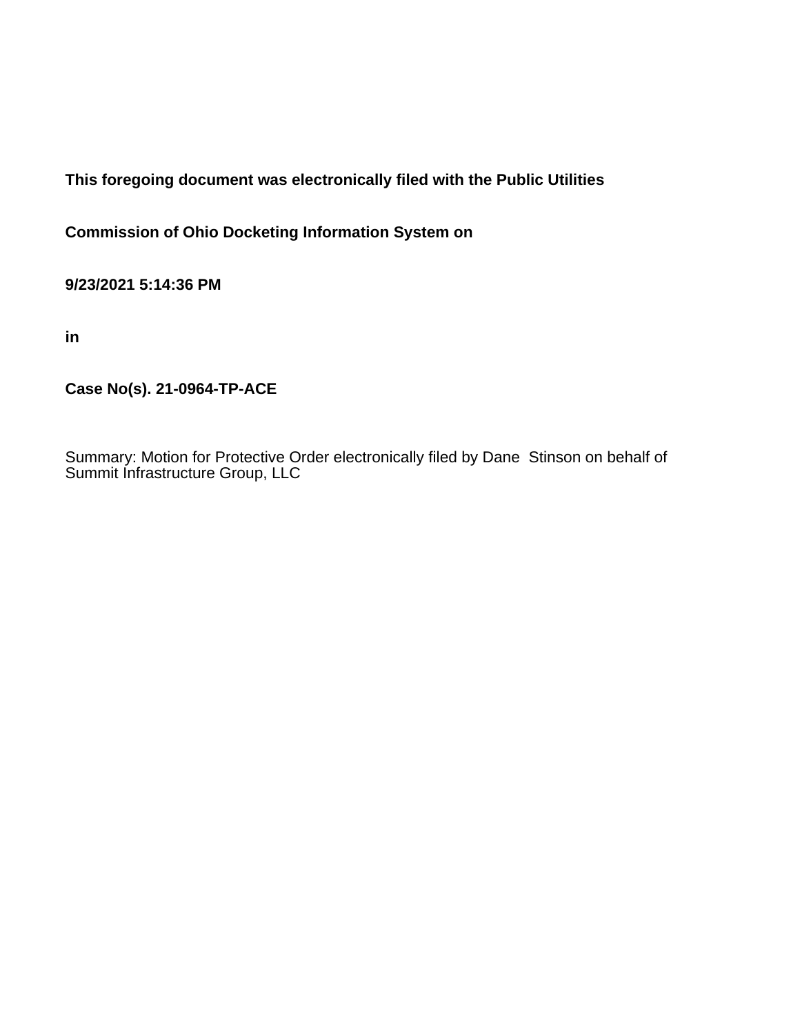**This foregoing document was electronically filed with the Public Utilities**

**Commission of Ohio Docketing Information System on**

**9/23/2021 5:14:36 PM**

**in**

**Case No(s). 21-0964-TP-ACE**

Summary: Motion for Protective Order electronically filed by Dane Stinson on behalf of Summit Infrastructure Group, LLC